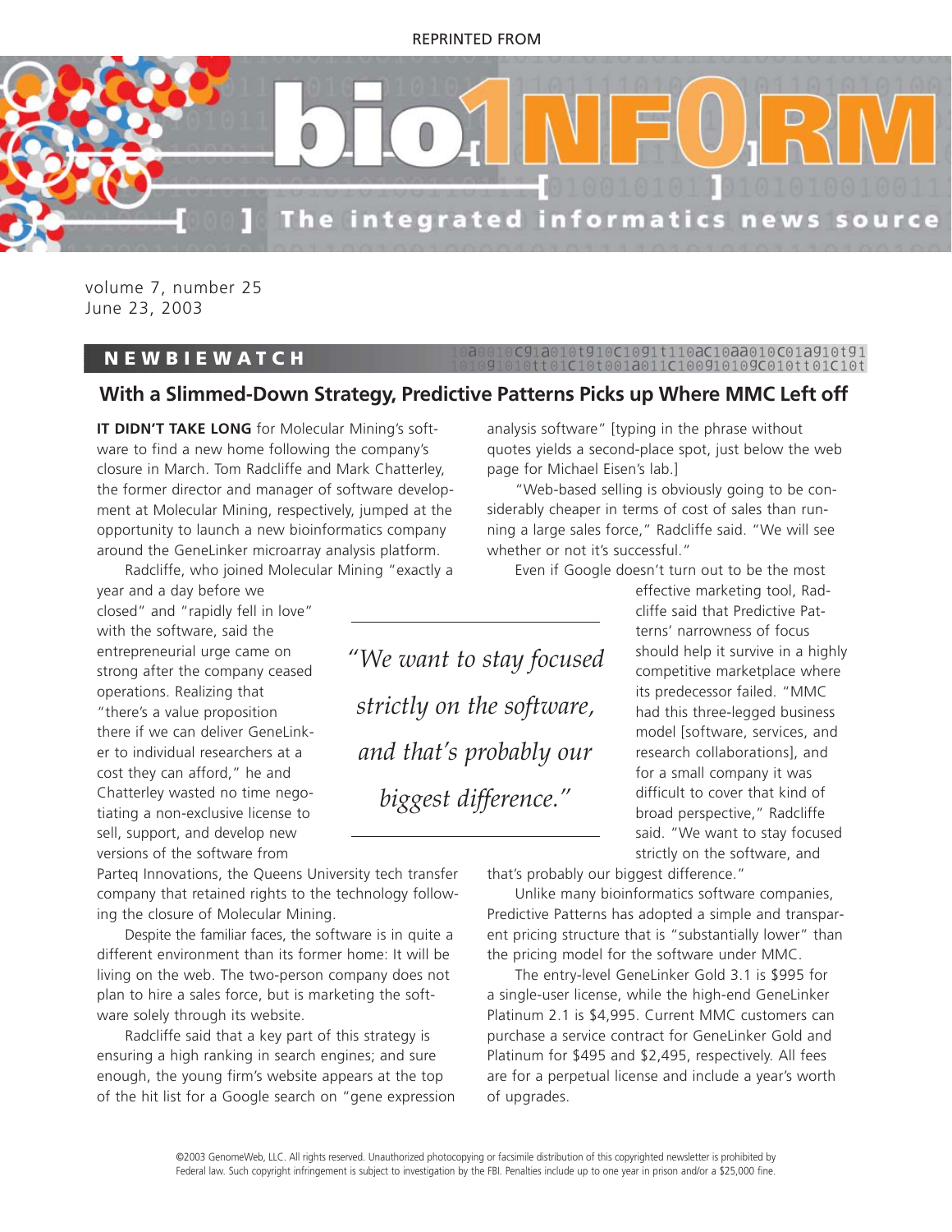REPRINTED FROM

# bioINFORM

The integrated informatics news source

volume 7, number 25
June 23, 2003

## NEWBIEWATCH

## With a Slimmed-Down Strategy, Predictive Patterns Picks up Where MMC Left off

**IT DIDN'T TAKE LONG** for Molecular Mining's software to find a new home following the company's closure in March. Tom Radcliffe and Mark Chatterley, the former director and manager of software development at Molecular Mining, respectively, jumped at the opportunity to launch a new bioinformatics company around the GeneLinker microarray analysis platform.

Radcliffe, who joined Molecular Mining "exactly a year and a day before we closed" and "rapidly fell in love" with the software, said the entrepreneurial urge came on strong after the company ceased operations. Realizing that "there's a value proposition there if we can deliver GeneLinker to individual researchers at a cost they can afford," he and Chatterley wasted no time negotiating a non-exclusive license to sell, support, and develop new versions of the software from Parteq Innovations, the Queens University tech transfer company that retained rights to the technology following the closure of Molecular Mining.

Despite the familiar faces, the software is in quite a different environment than its former home: It will be living on the web. The two-person company does not plan to hire a sales force, but is marketing the software solely through its website.

Radcliffe said that a key part of this strategy is ensuring a high ranking in search engines; and sure enough, the young firm's website appears at the top of the hit list for a Google search on "gene expression analysis software" [typing in the phrase without quotes yields a second-place spot, just below the web page for Michael Eisen's lab.]

"Web-based selling is obviously going to be considerably cheaper in terms of cost of sales than running a large sales force," Radcliffe said. "We will see whether or not it's successful."

Even if Google doesn't turn out to be the most effective marketing tool, Radcliffe said that Predictive Patterns' narrowness of focus should help it survive in a highly competitive marketplace where its predecessor failed. "MMC had this three-legged business model [software, services, and research collaborations], and for a small company it was difficult to cover that kind of broad perspective," Radcliffe said. "We want to stay focused strictly on the software, and that's probably our biggest difference."

> *"We want to stay focused strictly on the software, and that's probably our biggest difference."*

Unlike many bioinformatics software companies, Predictive Patterns has adopted a simple and transparent pricing structure that is "substantially lower" than the pricing model for the software under MMC.

The entry-level GeneLinker Gold 3.1 is $995 for a single-user license, while the high-end GeneLinker Platinum 2.1 is $4,995. Current MMC customers can purchase a service contract for GeneLinker Gold and Platinum for $495 and $2,495, respectively. All fees are for a perpetual license and include a year's worth of upgrades.

©2003 GenomeWeb, LLC. All rights reserved. Unauthorized photocopying or facsimile distribution of this copyrighted newsletter is prohibited by Federal law. Such copyright infringement is subject to investigation by the FBI. Penalties include up to one year in prison and/or a $25,000 fine.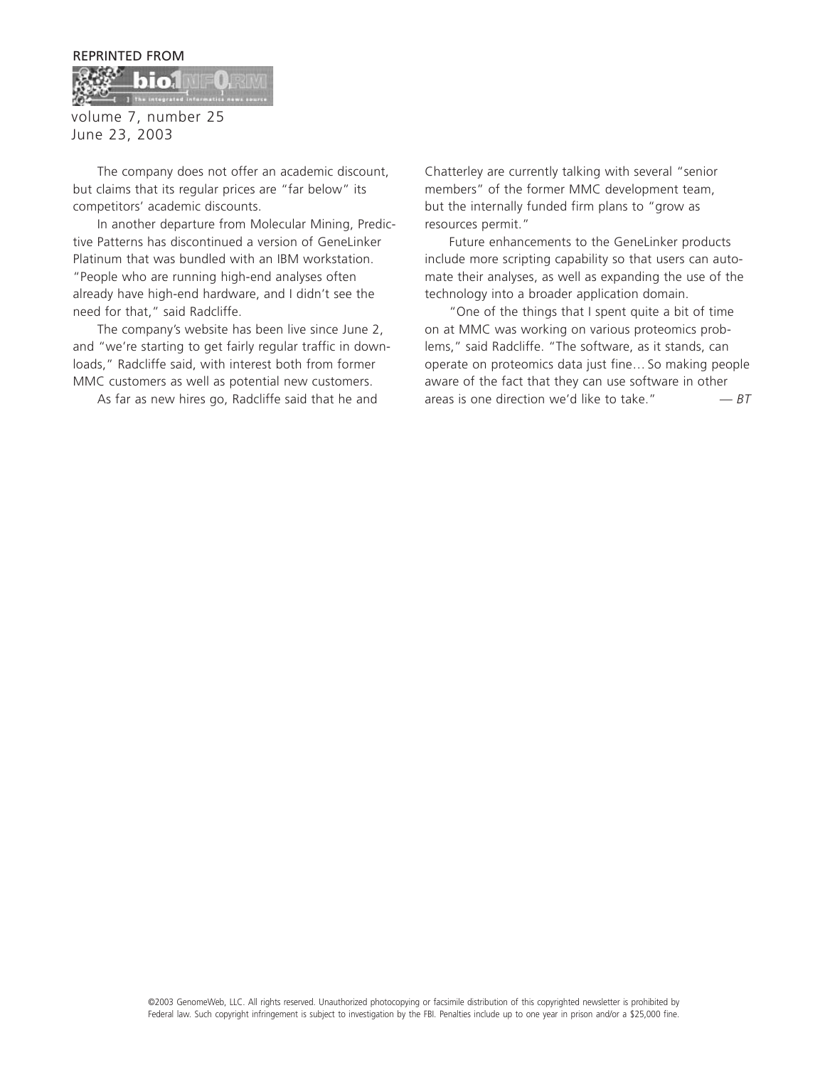The company does not offer an academic discount, but claims that its regular prices are "far below" its competitors' academic discounts.

In another departure from Molecular Mining, Predictive Patterns has discontinued a version of GeneLinker Platinum that was bundled with an IBM workstation. "People who are running high-end analyses often already have high-end hardware, and I didn't see the need for that," said Radcliffe.

The company's website has been live since June 2, and "we're starting to get fairly regular traffic in downloads," Radcliffe said, with interest both from former MMC customers as well as potential new customers.

As far as new hires go, Radcliffe said that he and Chatterley are currently talking with several "senior members" of the former MMC development team, but the internally funded firm plans to "grow as resources permit."

Future enhancements to the GeneLinker products include more scripting capability so that users can automate their analyses, as well as expanding the use of the technology into a broader application domain.

"One of the things that I spent quite a bit of time on at MMC was working on various proteomics problems," said Radcliffe. "The software, as it stands, can operate on proteomics data just fine… So making people aware of the fact that they can use software in other areas is one direction we'd like to take." — *BT*